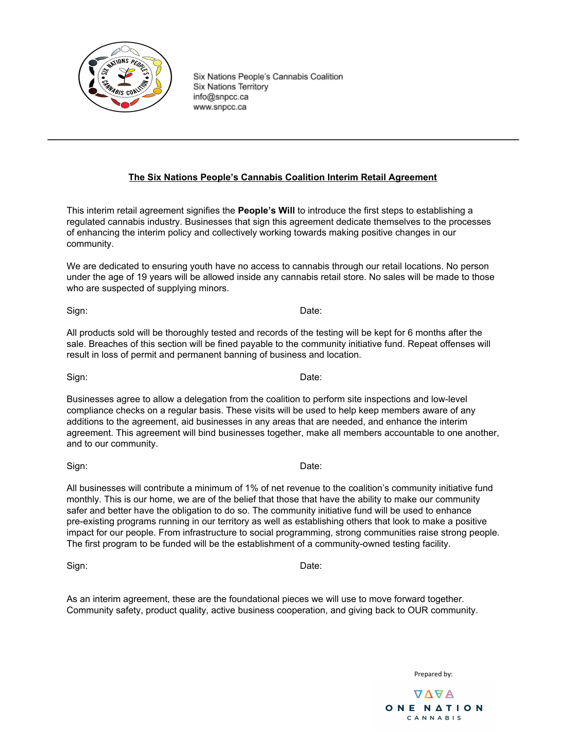Six Nations People's Cannabis Coalition
Six Nations Territory
info@snpcc.ca
www.snpcc.ca

---

## The Six Nations People's Cannabis Coalition Interim Retail Agreement

This interim retail agreement signifies the **People's Will** to introduce the first steps to establishing a regulated cannabis industry. Businesses that sign this agreement dedicate themselves to the processes of enhancing the interim policy and collectively working towards making positive changes in our community.

We are dedicated to ensuring youth have no access to cannabis through our retail locations. No person under the age of 19 years will be allowed inside any cannabis retail store. No sales will be made to those who are suspected of supplying minors.

Sign: Date:

All products sold will be thoroughly tested and records of the testing will be kept for 6 months after the sale. Breaches of this section will be fined payable to the community initiative fund. Repeat offenses will result in loss of permit and permanent banning of business and location.

Sign: Date:

Businesses agree to allow a delegation from the coalition to perform site inspections and low-level compliance checks on a regular basis. These visits will be used to help keep members aware of any additions to the agreement, aid businesses in any areas that are needed, and enhance the interim agreement. This agreement will bind businesses together, make all members accountable to one another, and to our community.

Sign: Date:

All businesses will contribute a minimum of 1% of net revenue to the coalition's community initiative fund monthly. This is our home, we are of the belief that those that have the ability to make our community safer and better have the obligation to do so. The community initiative fund will be used to enhance pre-existing programs running in our territory as well as establishing others that look to make a positive impact for our people. From infrastructure to social programming, strong communities raise strong people. The first program to be funded will be the establishment of a community-owned testing facility.

Sign: Date:

As an interim agreement, these are the foundational pieces we will use to move forward together. Community safety, product quality, active business cooperation, and giving back to OUR community.

Prepared by:

ONE NATION CANNABIS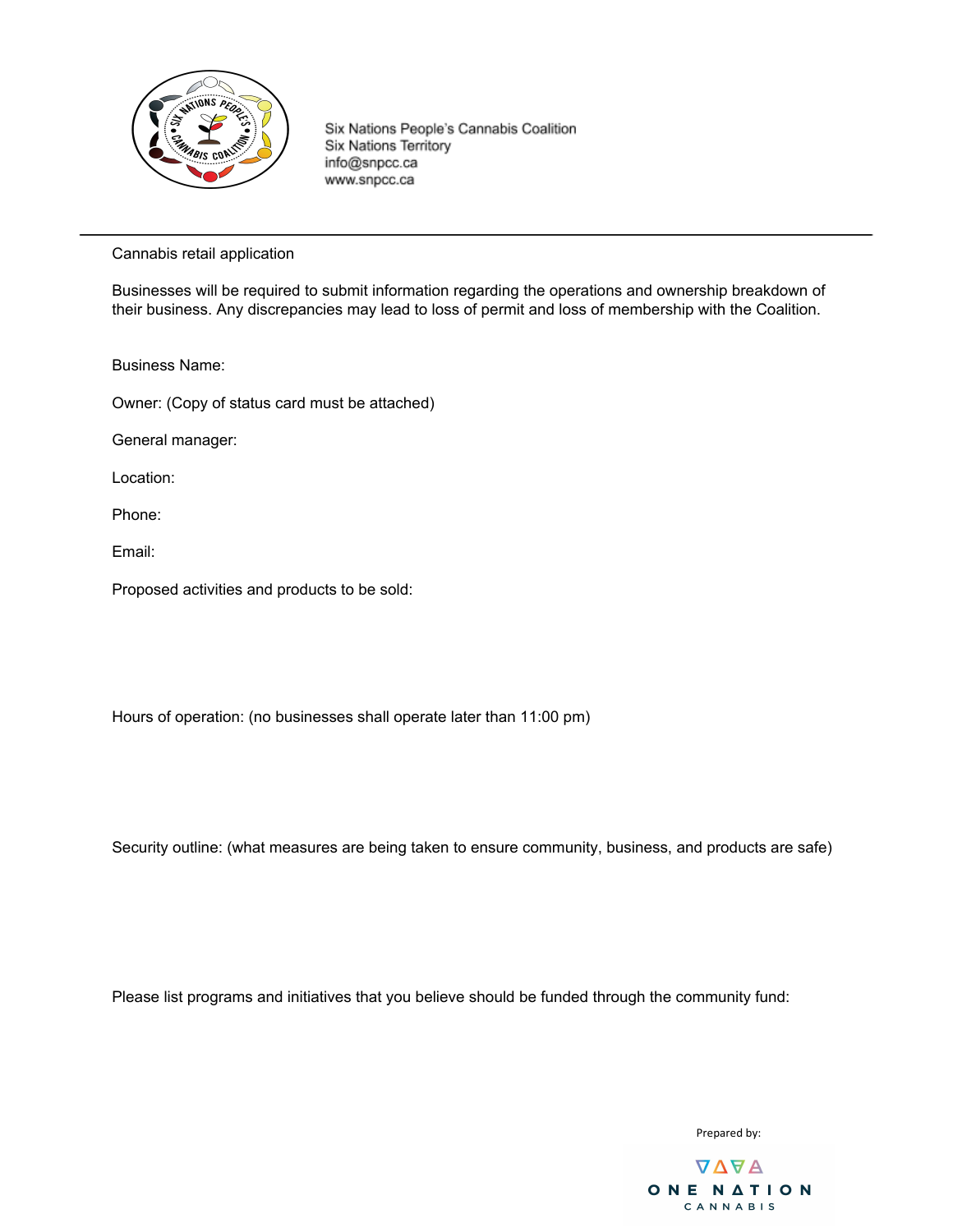Six Nations People's Cannabis Coalition
Six Nations Territory
info@snpcc.ca
www.snpcc.ca

---

Cannabis retail application

Businesses will be required to submit information regarding the operations and ownership breakdown of their business. Any discrepancies may lead to loss of permit and loss of membership with the Coalition.

Business Name:

Owner: (Copy of status card must be attached)

General manager:

Location:

Phone:

Email:

Proposed activities and products to be sold:

Hours of operation: (no businesses shall operate later than 11:00 pm)

Security outline: (what measures are being taken to ensure community, business, and products are safe)

Please list programs and initiatives that you believe should be funded through the community fund:

Prepared by:

ONE NATION CANNABIS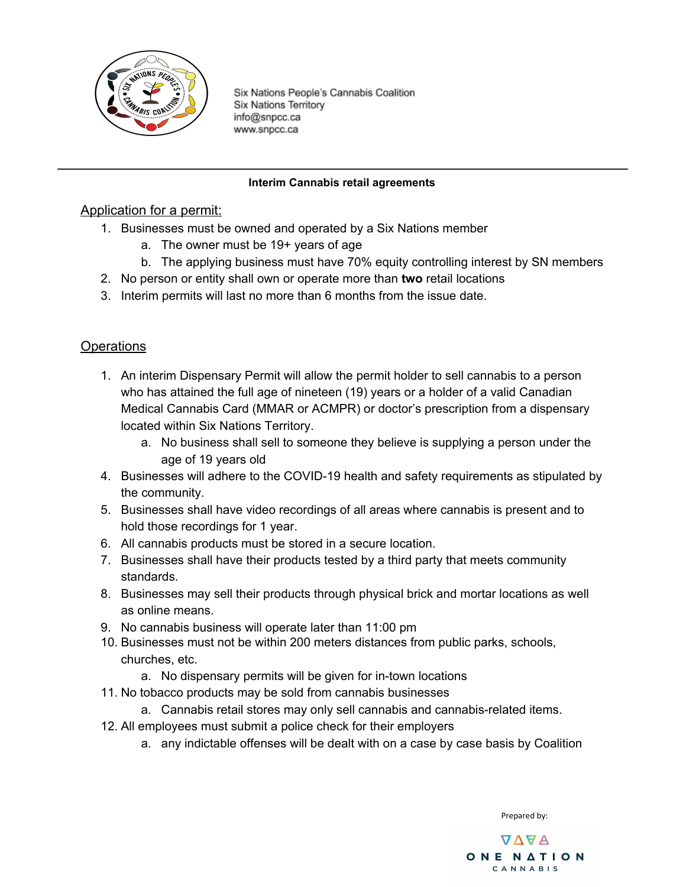Six Nations People's Cannabis Coalition
Six Nations Territory
info@snpcc.ca
www.snpcc.ca

---

**Interim Cannabis retail agreements**

## Application for a permit:

1. Businesses must be owned and operated by a Six Nations member
   a. The owner must be 19+ years of age
   b. The applying business must have 70% equity controlling interest by SN members
2. No person or entity shall own or operate more than **two** retail locations
3. Interim permits will last no more than 6 months from the issue date.

## Operations

1. An interim Dispensary Permit will allow the permit holder to sell cannabis to a person who has attained the full age of nineteen (19) years or a holder of a valid Canadian Medical Cannabis Card (MMAR or ACMPR) or doctor's prescription from a dispensary located within Six Nations Territory.
   a. No business shall sell to someone they believe is supplying a person under the age of 19 years old
4. Businesses will adhere to the COVID-19 health and safety requirements as stipulated by the community.
5. Businesses shall have video recordings of all areas where cannabis is present and to hold those recordings for 1 year.
6. All cannabis products must be stored in a secure location.
7. Businesses shall have their products tested by a third party that meets community standards.
8. Businesses may sell their products through physical brick and mortar locations as well as online means.
9. No cannabis business will operate later than 11:00 pm
10. Businesses must not be within 200 meters distances from public parks, schools, churches, etc.
    a. No dispensary permits will be given for in-town locations
11. No tobacco products may be sold from cannabis businesses
    a. Cannabis retail stores may only sell cannabis and cannabis-related items.
12. All employees must submit a police check for their employers
    a. any indictable offenses will be dealt with on a case by case basis by Coalition

Prepared by:

ONE NATION CANNABIS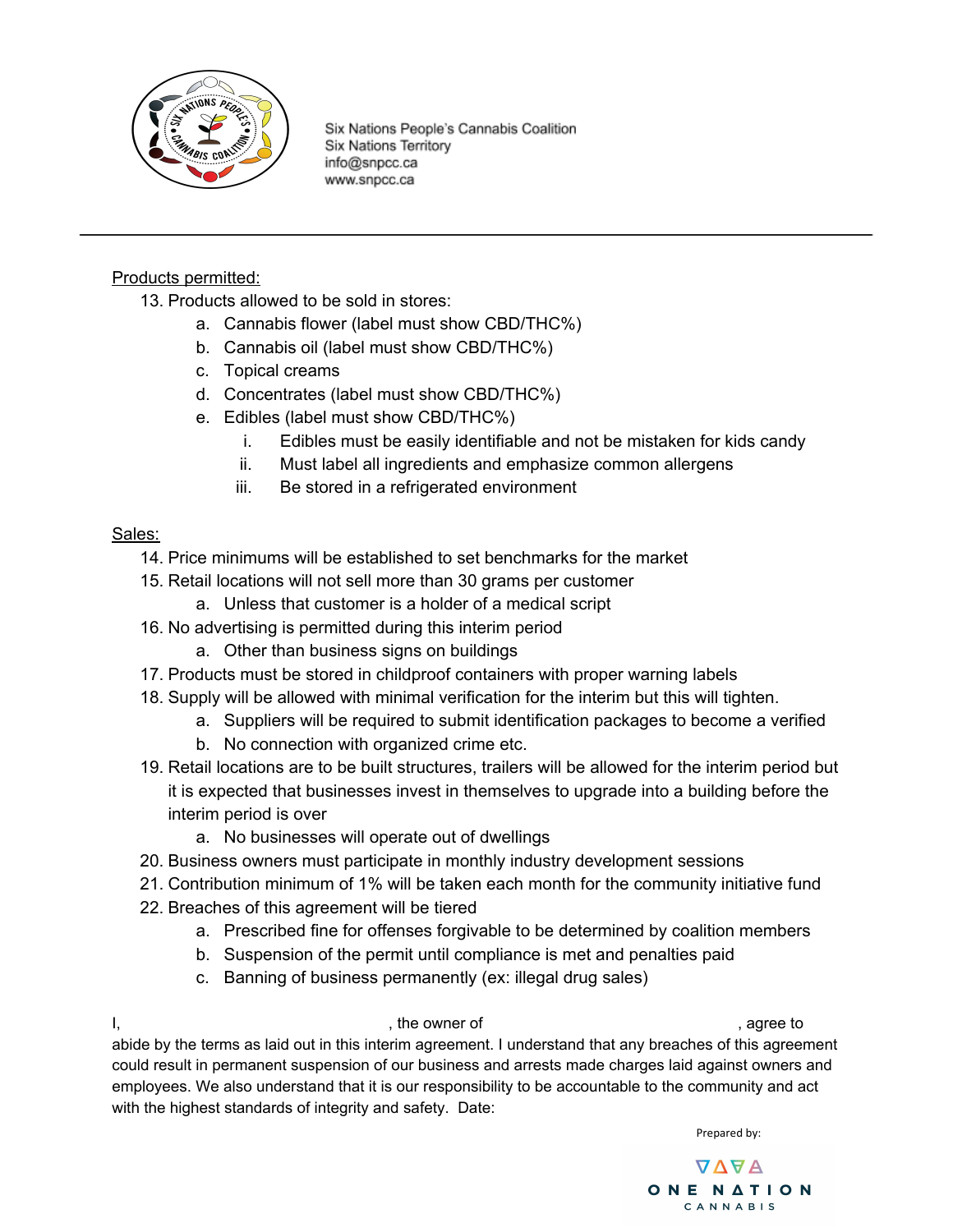Six Nations People's Cannabis Coalition
Six Nations Territory
info@snpcc.ca
www.snpcc.ca

---

Products permitted:

13. Products allowed to be sold in stores:
    a. Cannabis flower (label must show CBD/THC%)
    b. Cannabis oil (label must show CBD/THC%)
    c. Topical creams
    d. Concentrates (label must show CBD/THC%)
    e. Edibles (label must show CBD/THC%)
        i. Edibles must be easily identifiable and not be mistaken for kids candy
        ii. Must label all ingredients and emphasize common allergens
        iii. Be stored in a refrigerated environment

Sales:

14. Price minimums will be established to set benchmarks for the market
15. Retail locations will not sell more than 30 grams per customer
    a. Unless that customer is a holder of a medical script
16. No advertising is permitted during this interim period
    a. Other than business signs on buildings
17. Products must be stored in childproof containers with proper warning labels
18. Supply will be allowed with minimal verification for the interim but this will tighten.
    a. Suppliers will be required to submit identification packages to become a verified
    b. No connection with organized crime etc.
19. Retail locations are to be built structures, trailers will be allowed for the interim period but it is expected that businesses invest in themselves to upgrade into a building before the interim period is over
    a. No businesses will operate out of dwellings
20. Business owners must participate in monthly industry development sessions
21. Contribution minimum of 1% will be taken each month for the community initiative fund
22. Breaches of this agreement will be tiered
    a. Prescribed fine for offenses forgivable to be determined by coalition members
    b. Suspension of the permit until compliance is met and penalties paid
    c. Banning of business permanently (ex: illegal drug sales)

I, ______________________, the owner of ______________________, agree to abide by the terms as laid out in this interim agreement. I understand that any breaches of this agreement could result in permanent suspension of our business and arrests made charges laid against owners and employees. We also understand that it is our responsibility to be accountable to the community and act with the highest standards of integrity and safety. Date:

Prepared by:

ONE NATION CANNABIS